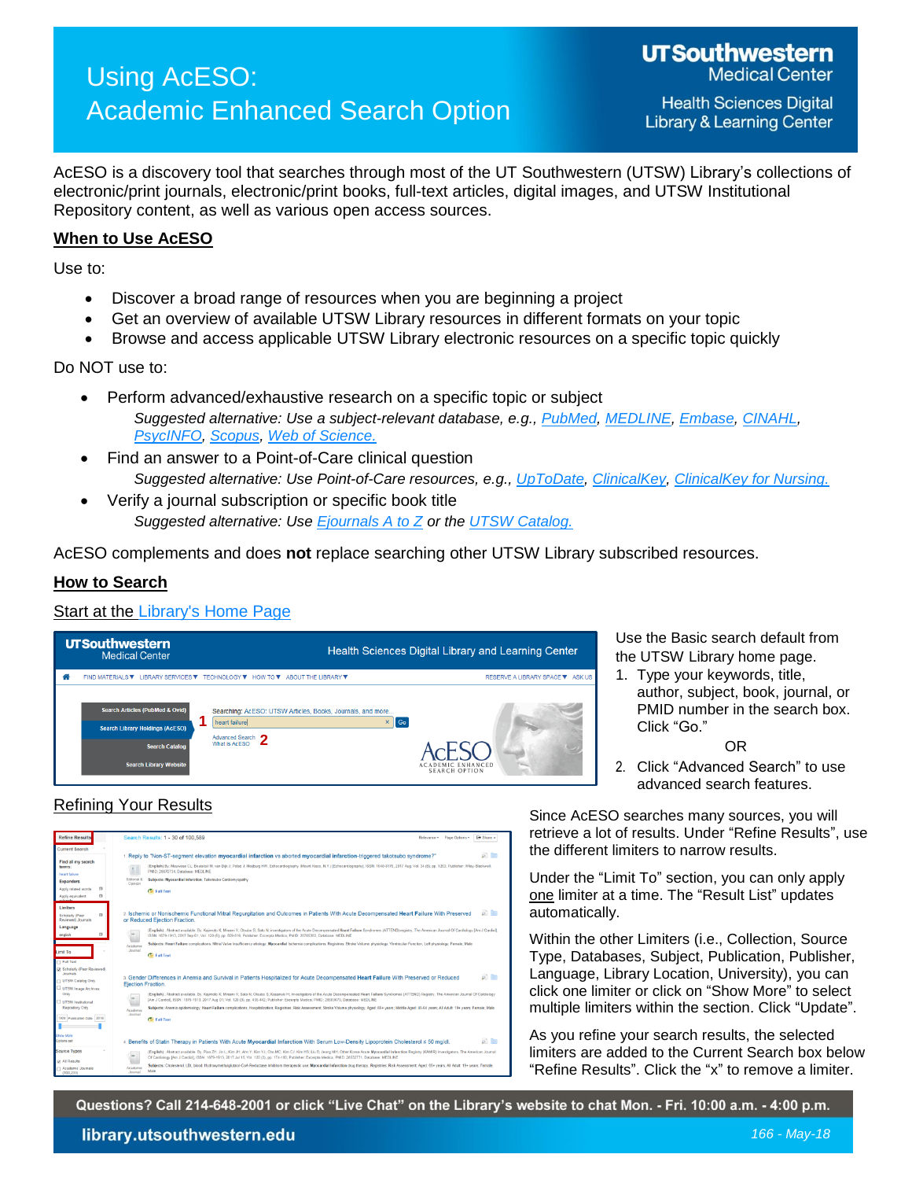# Using AcESO: Academic Enhanced Search Option

UTSouthwestern Medical Center

Health Sciences Digital Library & Learning Center

AcESO is a discovery tool that searches through most of the UT Southwestern (UTSW) Library's collections of electronic/print journals, electronic/print books, full-text articles, digital images, and UTSW Institutional Repository content, as well as various open access sources.

## When to Use AcESO

Use to:

- Discover a broad range of resources when you are beginning a project
- Get an overview of available UTSW Library resources in different formats on your topic
- Browse and access applicable UTSW Library electronic resources on a specific topic quickly

Do NOT use to:

- Perform advanced/exhaustive research on a specific topic or subject
  *Suggested alternative: Use a subject-relevant database, e.g., PubMed, MEDLINE, Embase, CINAHL, PsycINFO, Scopus, Web of Science.*
- Find an answer to a Point-of-Care clinical question
  *Suggested alternative: Use Point-of-Care resources, e.g., UpToDate, ClinicalKey, ClinicalKey for Nursing.*
- Verify a journal subscription or specific book title
  *Suggested alternative: Use Ejournals A to Z or the UTSW Catalog.*

AcESO complements and does **not** replace searching other UTSW Library subscribed resources.

## How to Search

Start at the Library's Home Page

Use the Basic search default from the UTSW Library home page.

1. Type your keywords, title, author, subject, book, journal, or PMID number in the search box. Click "Go."

   OR

2. Click "Advanced Search" to use advanced search features.

## Refining Your Results

Since AcESO searches many sources, you will retrieve a lot of results. Under "Refine Results", use the different limiters to narrow results.

Under the "Limit To" section, you can only apply one limiter at a time. The "Result List" updates automatically.

Within the other Limiters (i.e., Collection, Source Type, Databases, Subject, Publication, Publisher, Language, Library Location, University), you can click one limiter or click on "Show More" to select multiple limiters within the section. Click "Update".

As you refine your search results, the selected limiters are added to the Current Search box below "Refine Results". Click the "x" to remove a limiter.

**Questions? Call 214-648-2001 or click "Live Chat" on the Library's website to chat Mon. - Fri. 10:00 a.m. - 4:00 p.m.**

library.utsouthwestern.edu

*166 - May-18*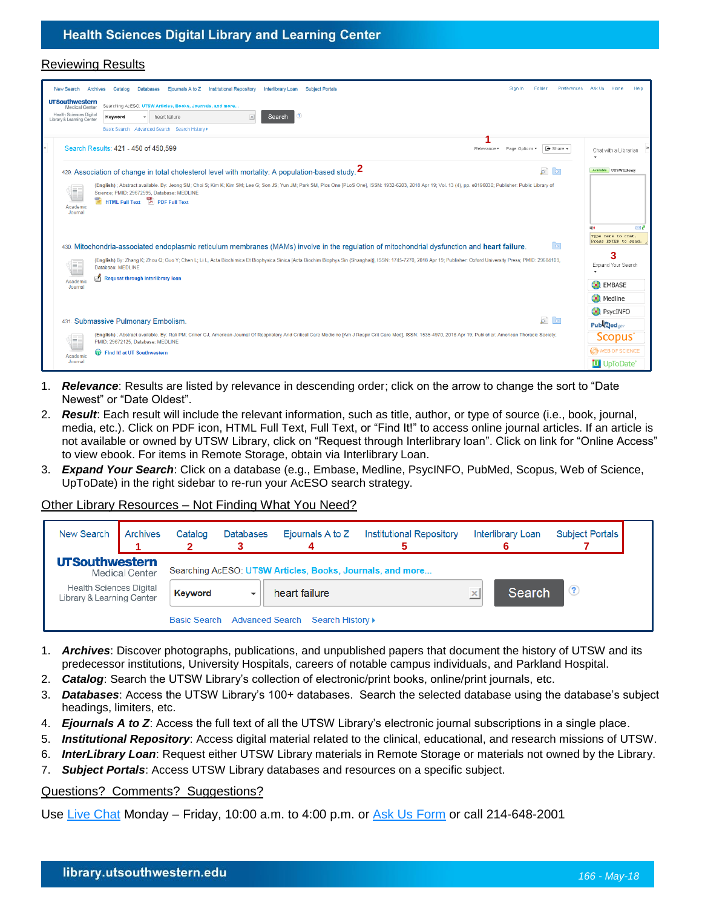## Reviewing Results

1. ***Relevance***: Results are listed by relevance in descending order; click on the arrow to change the sort to "Date Newest" or "Date Oldest".
2. ***Result***: Each result will include the relevant information, such as title, author, or type of source (i.e., book, journal, media, etc.). Click on PDF icon, HTML Full Text, Full Text, or "Find It!" to access online journal articles. If an article is not available or owned by UTSW Library, click on "Request through Interlibrary loan". Click on link for "Online Access" to view ebook. For items in Remote Storage, obtain via Interlibrary Loan.
3. ***Expand Your Search***: Click on a database (e.g., Embase, Medline, PsycINFO, PubMed, Scopus, Web of Science, UpToDate) in the right sidebar to re-run your AcESO search strategy.

## Other Library Resources – Not Finding What You Need?

1. ***Archives***: Discover photographs, publications, and unpublished papers that document the history of UTSW and its predecessor institutions, University Hospitals, careers of notable campus individuals, and Parkland Hospital.
2. ***Catalog***: Search the UTSW Library's collection of electronic/print books, online/print journals, etc.
3. ***Databases***: Access the UTSW Library's 100+ databases. Search the selected database using the database's subject headings, limiters, etc.
4. ***Ejournals A to Z***: Access the full text of all the UTSW Library's electronic journal subscriptions in a single place.
5. ***Institutional Repository***: Access digital material related to the clinical, educational, and research missions of UTSW.
6. ***InterLibrary Loan***: Request either UTSW Library materials in Remote Storage or materials not owned by the Library.
7. ***Subject Portals***: Access UTSW Library databases and resources on a specific subject.

## Questions? Comments? Suggestions?

Use Live Chat Monday – Friday, 10:00 a.m. to 4:00 p.m. or Ask Us Form or call 214-648-2001